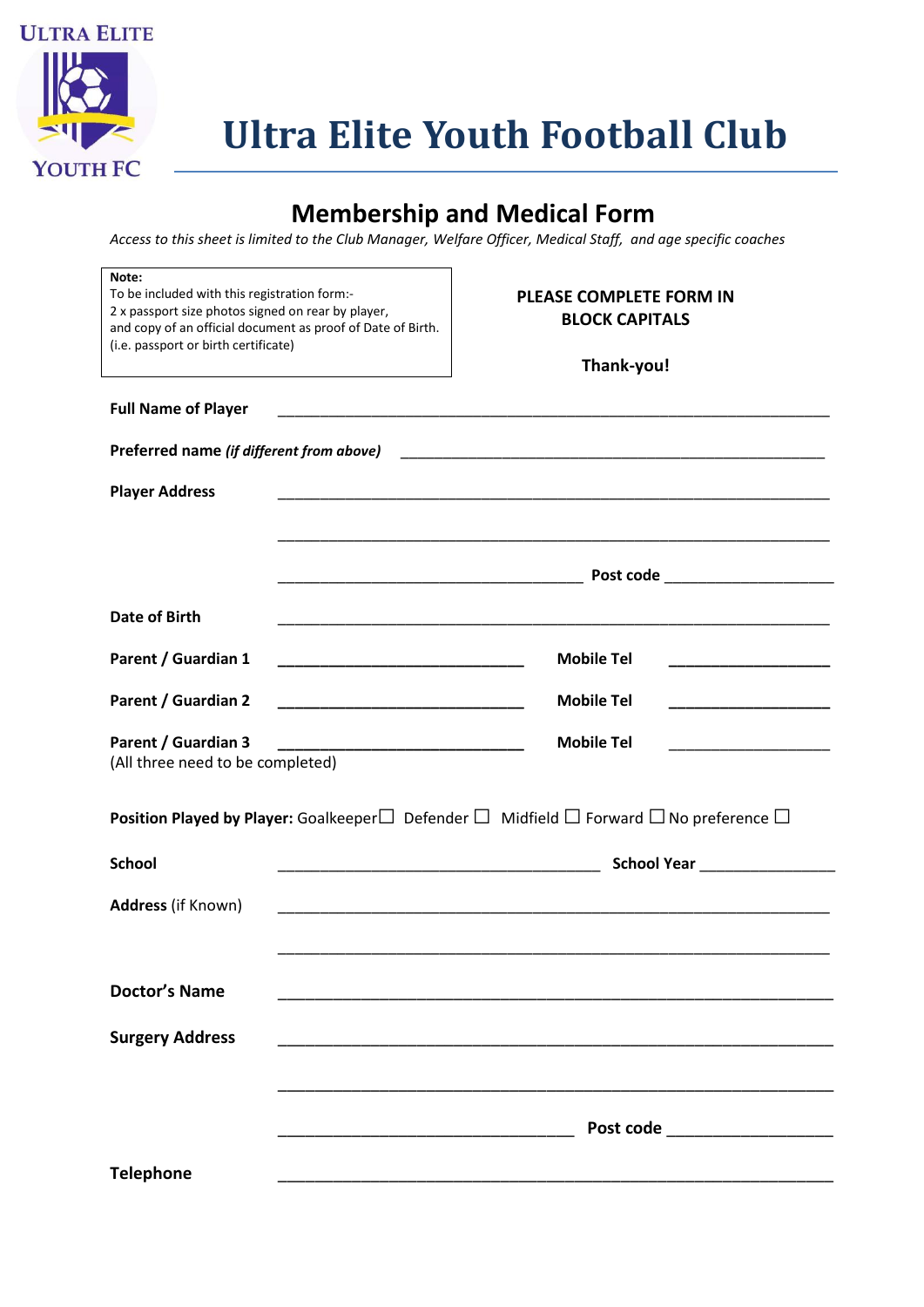ULTRA ELITE

YOUTH FC

# Ultra Elite Youth Football Club

## Membership and Medical Form

*Access to this sheet is limited to the Club Manager, Welfare Officer, Medical Staff, and age specific coaches*

**Note:**
To be included with this registration form:-
2 x passport size photos signed on rear by player,
and copy of an official document as proof of Date of Birth.
(i.e. passport or birth certificate)

**PLEASE COMPLETE FORM IN BLOCK CAPITALS**

**Thank-you!**

**Full Name of Player** ______________________________________________

**Preferred name *(if different from above)*** ______________________________________________

**Player Address** ______________________________________________

______________________________________________

______________________________ **Post code** ____________________

**Date of Birth** ______________________________________________

**Parent / Guardian 1** ______________________________ **Mobile Tel** ____________________

**Parent / Guardian 2** ______________________________ **Mobile Tel** ____________________

**Parent / Guardian 3** ______________________________ **Mobile Tel** ____________________

(All three need to be completed)

**Position Played by Player:** Goalkeeper☐ Defender ☐ Midfield ☐ Forward ☐ No preference ☐

**School** ______________________________ **School Year** ____________________

**Address** (if Known) ______________________________________________

______________________________________________

**Doctor's Name** ______________________________________________

**Surgery Address** ______________________________________________

______________________________________________

______________________________ **Post code** ____________________

**Telephone** ______________________________________________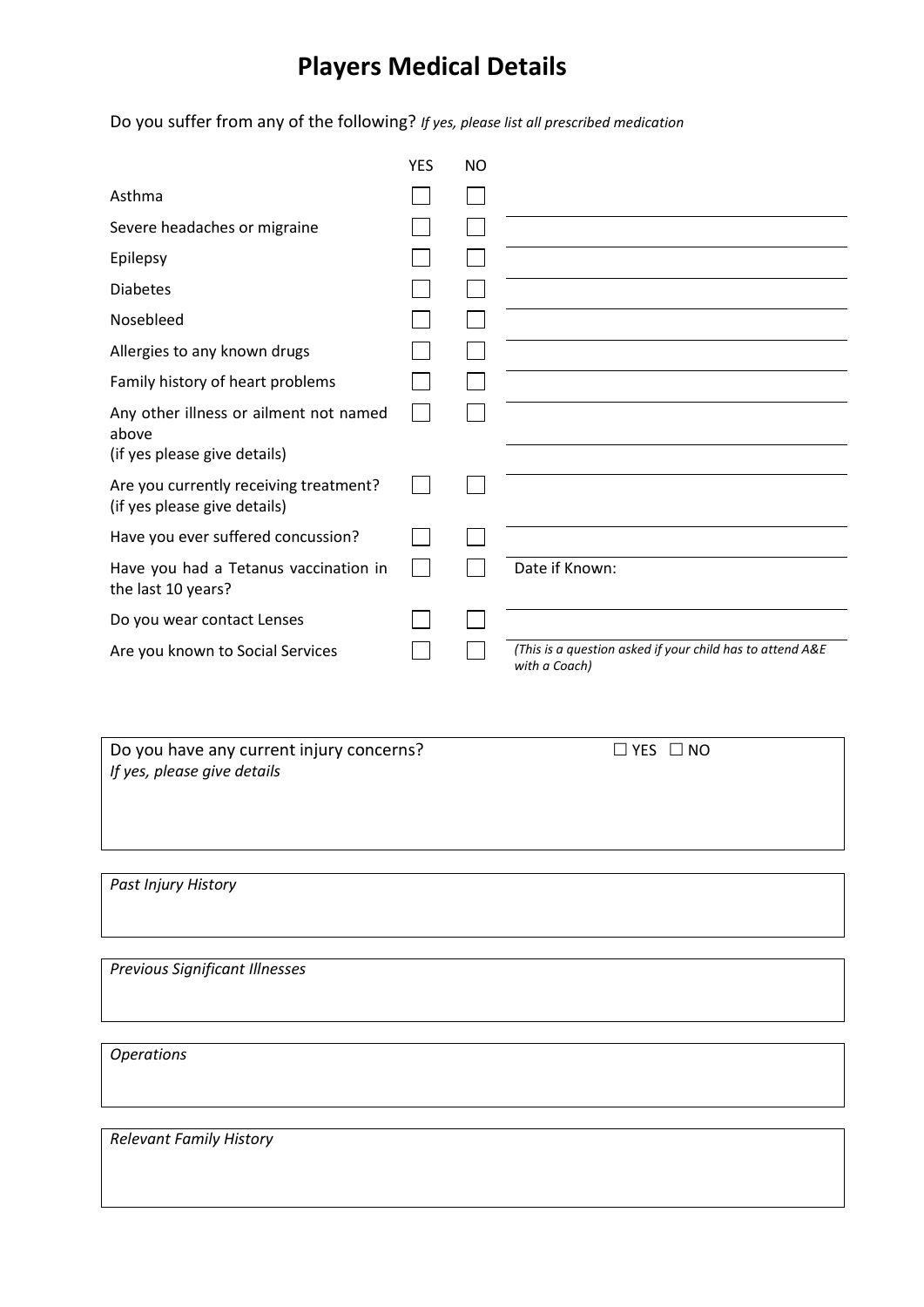# Players Medical Details

Do you suffer from any of the following? *If yes, please list all prescribed medication*

| | YES | NO | |
|---|---|---|---|
| Asthma | ☐ | ☐ | |
| Severe headaches or migraine | ☐ | ☐ | |
| Epilepsy | ☐ | ☐ | |
| Diabetes | ☐ | ☐ | |
| Nosebleed | ☐ | ☐ | |
| Allergies to any known drugs | ☐ | ☐ | |
| Family history of heart problems | ☐ | ☐ | |
| Any other illness or ailment not named above (if yes please give details) | ☐ | ☐ | |
| Are you currently receiving treatment? (if yes please give details) | ☐ | ☐ | |
| Have you ever suffered concussion? | ☐ | ☐ | |
| Have you had a Tetanus vaccination in the last 10 years? | ☐ | ☐ | Date if Known: |
| Do you wear contact Lenses | ☐ | ☐ | |
| Are you known to Social Services | ☐ | ☐ | *(This is a question asked if your child has to attend A&E with a Coach)* |

Do you have any current injury concerns? ☐ YES ☐ NO

*If yes, please give details*

*Past Injury History*

*Previous Significant Illnesses*

*Operations*

*Relevant Family History*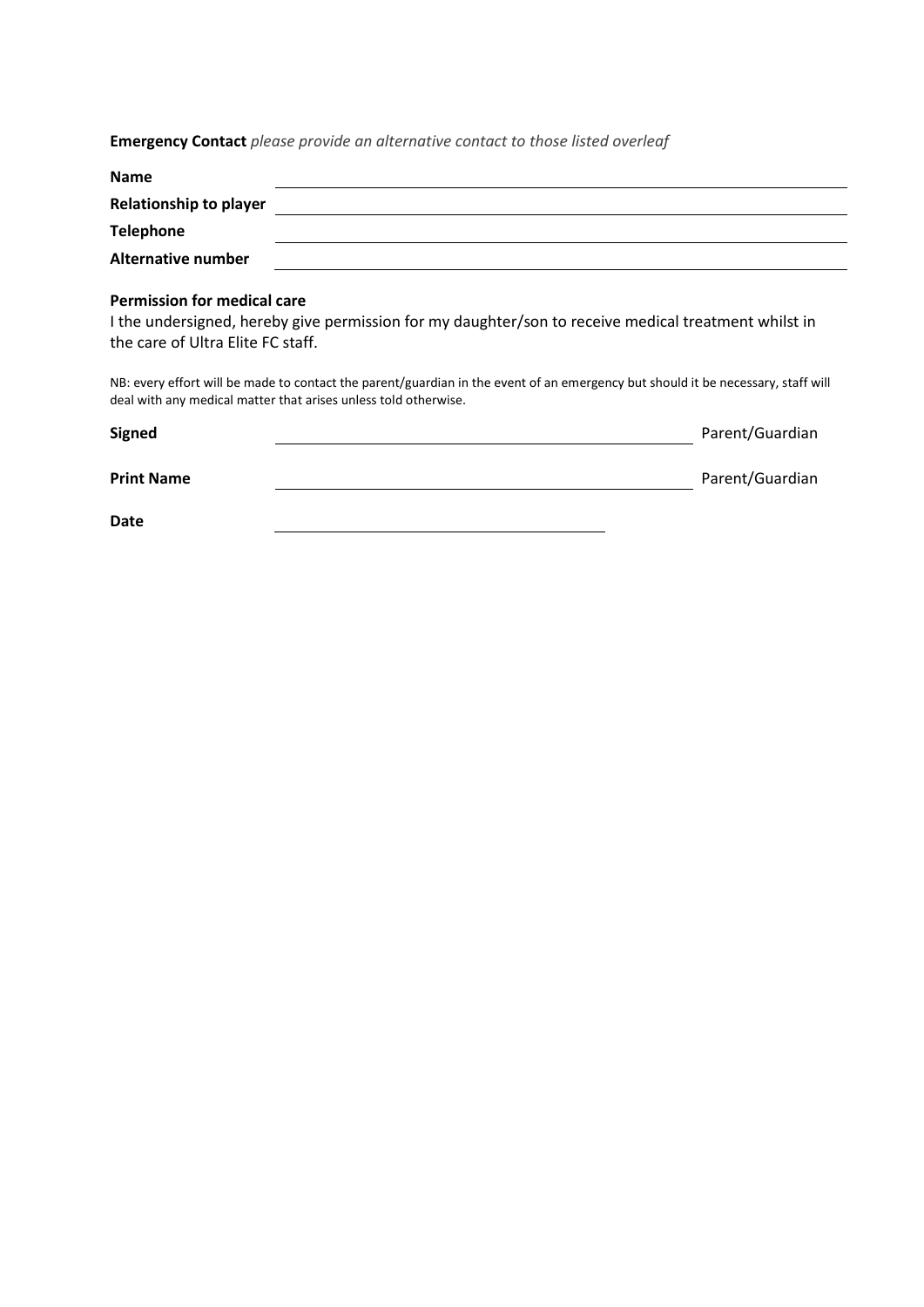**Emergency Contact** *please provide an alternative contact to those listed overleaf*

**Name** ______________________________

**Relationship to player** ______________________________

**Telephone** ______________________________

**Alternative number** ______________________________

**Permission for medical care**

I the undersigned, hereby give permission for my daughter/son to receive medical treatment whilst in the care of Ultra Elite FC staff.

NB: every effort will be made to contact the parent/guardian in the event of an emergency but should it be necessary, staff will deal with any medical matter that arises unless told otherwise.

**Signed** ______________________________ Parent/Guardian

**Print Name** ______________________________ Parent/Guardian

**Date** ______________________________